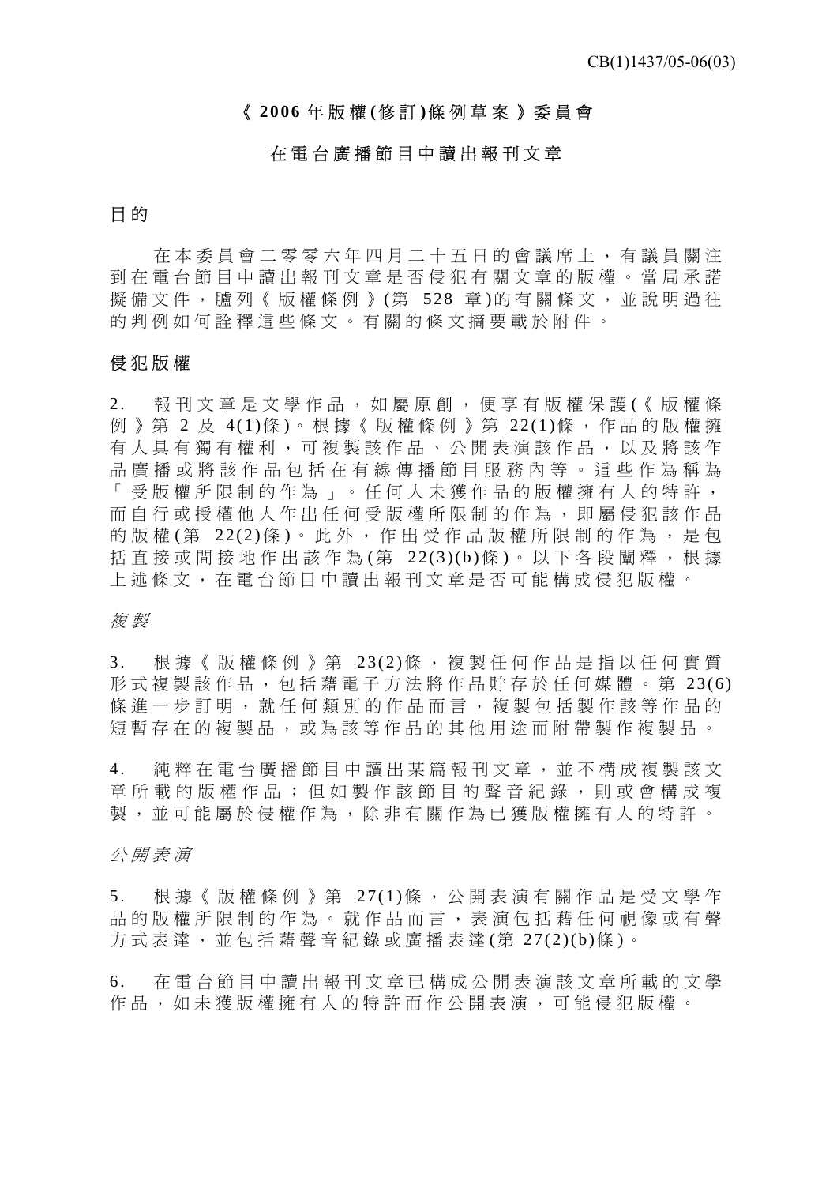CB(1)1437/05-06(03)

## 《2006 年版權(修訂)條例草案》委員會

## 在電台廣播節目中讀出報刊文章

### 目的

在本委員會二零零六年四月二十五日的會議席上，有議員關注到在電台節目中讀出報刊文章是否侵犯有關文章的版權。當局承諾擬備文件，臚列《版權條例》(第 528 章)的有關條文，並說明過往的判例如何詮釋這些條文。有關的條文摘要載於附件。

### 侵犯版權

2. 報刊文章是文學作品，如屬原創，便享有版權保護(《版權條例》第 2 及 4(1)條)。根據《版權條例》第 22(1)條，作品的版權擁有人具有獨有權利，可複製該作品、公開表演該作品，以及將該作品廣播或將該作品包括在有線傳播節目服務內等。這些作為稱為「受版權所限制的作為」。任何人未獲作品的版權擁有人的特許，而自行或授權他人作出任何受版權所限制的作為，即屬侵犯該作品的版權(第 22(2)條)。此外，作出受作品版權所限制的作為，是包括直接或間接地作出該作為(第 22(3)(b)條)。以下各段闡釋，根據上述條文，在電台節目中讀出報刊文章是否可能構成侵犯版權。

*複製*

3. 根據《版權條例》第 23(2)條，複製任何作品是指以任何實質形式複製該作品，包括藉電子方法將作品貯存於任何媒體。第 23(6)條進一步訂明，就任何類別的作品而言，複製包括製作該等作品的短暫存在的複製品，或為該等作品的其他用途而附帶製作複製品。

4. 純粹在電台廣播節目中讀出某篇報刊文章，並不構成複製該文章所載的版權作品；但如製作該節目的聲音紀錄，則或會構成複製，並可能屬於侵權作為，除非有關作為已獲版權擁有人的特許。

*公開表演*

5. 根據《版權條例》第 27(1)條，公開表演有關作品是受文學作品的版權所限制的作為。就作品而言，表演包括藉任何視像或有聲方式表達，並包括藉聲音紀錄或廣播表達(第 27(2)(b)條)。

6. 在電台節目中讀出報刊文章已構成公開表演該文章所載的文學作品，如未獲版權擁有人的特許而作公開表演，可能侵犯版權。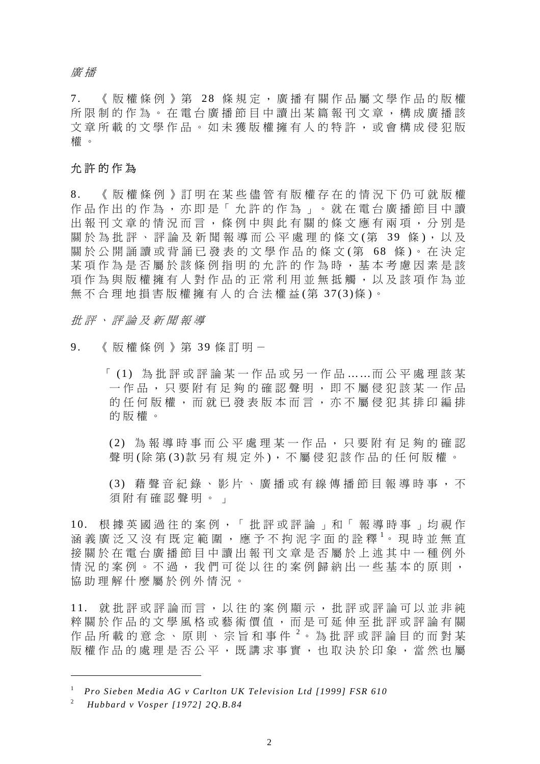*廣播*

7. 《版權條例》第 28 條規定，廣播有關作品屬文學作品的版權所限制的作為。在電台廣播節目中讀出某篇報刊文章，構成廣播該文章所載的文學作品。如未獲版權擁有人的特許，或會構成侵犯版權。

## 允許的作為

8. 《版權條例》訂明在某些儘管有版權存在的情況下仍可就版權作品作出的作為，亦即是「允許的作為」。就在電台廣播節目中讀出報刊文章的情況而言，條例中與此有關的條文應有兩項，分別是關於為批評、評論及新聞報導而公平處理的條文(第 39 條)，以及關於公開誦讀或背誦已發表的文學作品的條文(第 68 條)。在決定某項作為是否屬於該條例指明的允許的作為時，基本考慮因素是該項作為與版權擁有人對作品的正常利用並無抵觸，以及該項作為並無不合理地損害版權擁有人的合法權益(第 37(3)條)。

*批評、評論及新聞報導*

9. 《版權條例》第 39 條訂明－

> 「(1) 為批評或評論某一作品或另一作品……而公平處理該某一作品，只要附有足夠的確認聲明，即不屬侵犯該某一作品的任何版權，而就已發表版本而言，亦不屬侵犯其排印編排的版權。
>
> (2) 為報導時事而公平處理某一作品，只要附有足夠的確認聲明(除第(3)款另有規定外)，不屬侵犯該作品的任何版權。
>
> (3) 藉聲音紀錄、影片、廣播或有線傳播節目報導時事，不須附有確認聲明。」

10. 根據英國過往的案例，「批評或評論」和「報導時事」均視作涵義廣泛又沒有既定範圍，應予不拘泥字面的詮釋[1]。現時並無直接關於在電台廣播節目中讀出報刊文章是否屬於上述其中一種例外情況的案例。不過，我們可從以往的案例歸納出一些基本的原則，協助理解什麼屬於例外情況。

11. 就批評或評論而言，以往的案例顯示，批評或評論可以並非純粹關於作品的文學風格或藝術價值，而是可延伸至批評或評論有關作品所載的意念、原則、宗旨和事件[2]。為批評或評論目的而對某版權作品的處理是否公平，既講求事實，也取決於印象，當然也屬

---

[1] *Pro Sieben Media AG v Carlton UK Television Ltd [1999] FSR 610*

[2] *Hubbard v Vosper [1972] 2Q.B.84*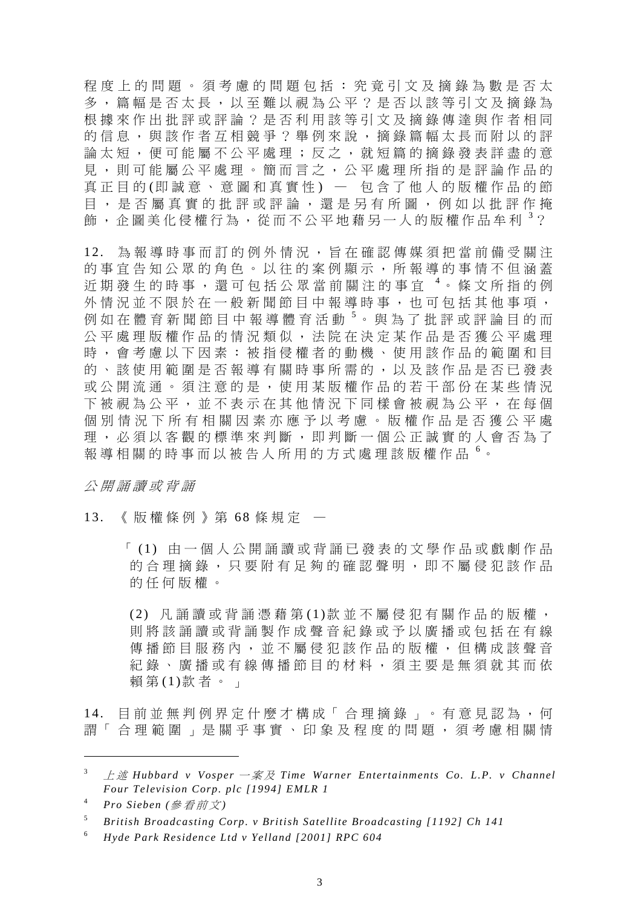程度上的問題。須考慮的問題包括：究竟引文及摘錄為數是否太多，篇幅是否太長，以至難以視為公平？是否以該等引文及摘錄為根據來作出批評或評論？是否利用該等引文及摘錄傳達與作者相同的信息，與該作者互相競爭？舉例來說，摘錄篇幅太長而附以的評論太短，便可能屬不公平處理；反之，就短篇的摘錄發表詳盡的意見，則可能屬公平處理。簡而言之，公平處理所指的是評論作品的真正目的(即誠意、意圖和真實性) — 包含了他人的版權作品的節目，是否屬真實的批評或評論，還是另有所圖，例如以批評作掩飾，企圖美化侵權行為，從而不公平地藉另一人的版權作品牟利 [3]？

12. 為報導時事而訂的例外情況，旨在確認傳媒須把當前備受關注的事宜告知公眾的角色。以往的案例顯示，所報導的事情不但涵蓋近期發生的時事，還可包括公眾當前關注的事宜 [4]。條文所指的例外情況並不限於在一般新聞節目中報導時事，也可包括其他事項，例如在體育新聞節目中報導體育活動 [5]。與為了批評或評論目的而公平處理版權作品的情況類似，法院在決定某作品是否獲公平處理時，會考慮以下因素：被指侵權者的動機、使用該作品的範圍和目的、該使用範圍是否報導有關時事所需的，以及該作品是否已發表或公開流通。須注意的是，使用某版權作品的若干部份在某些情況下被視為公平，並不表示在其他情況下同樣會被視為公平，在每個個別情況下所有相關因素亦應予以考慮。版權作品是否獲公平處理，必須以客觀的標準來判斷，即判斷一個公正誠實的人會否為了報導相關的時事而以被告人所用的方式處理該版權作品 [6]。

*公開誦讀或背誦*

13. 《版權條例》第 68 條規定 —

> 「(1) 由一個人公開誦讀或背誦已發表的文學作品或戲劇作品的合理摘錄，只要附有足夠的確認聲明，即不屬侵犯該作品的任何版權。
>
> (2) 凡誦讀或背誦憑藉第(1)款並不屬侵犯有關作品的版權，則將該誦讀或背誦製作成聲音紀錄或予以廣播或包括在有線傳播節目服務內，並不屬侵犯該作品的版權，但構成該聲音紀錄、廣播或有線傳播節目的材料，須主要是無須就其而依賴第(1)款者。」

14. 目前並無判例界定什麼才構成「合理摘錄」。有意見認為，何謂「合理範圍」是關乎事實、印象及程度的問題，須考慮相關情

---

[3] *上述 Hubbard v Vosper 一案及 Time Warner Entertainments Co. L.P. v Channel Four Television Corp. plc [1994] EMLR 1*

[4] *Pro Sieben (參看前文)*

[5] *British Broadcasting Corp. v British Satellite Broadcasting [1192] Ch 141*

[6] *Hyde Park Residence Ltd v Yelland [2001] RPC 604*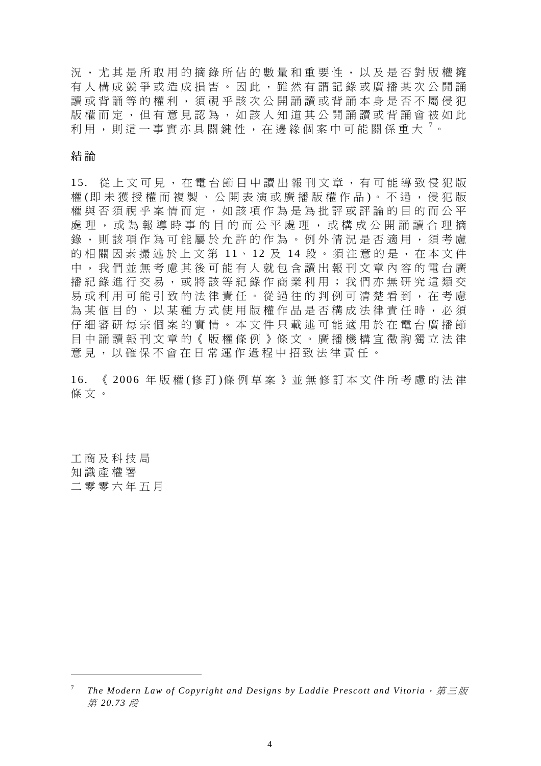況，尤其是所取用的摘錄所佔的數量和重要性，以及是否對版權擁有人構成競爭或造成損害。因此，雖然有謂記錄或廣播某次公開誦讀或背誦等的權利，須視乎該次公開誦讀或背誦本身是否不屬侵犯版權而定，但有意見認為，如該人知道其公開誦讀或背誦會被如此利用，則這一事實亦具關鍵性，在邊緣個案中可能關係重大[7]。

## 結論

15. 從上文可見，在電台節目中讀出報刊文章，有可能導致侵犯版權(即未獲授權而複製、公開表演或廣播版權作品)。不過，侵犯版權與否須視乎案情而定，如該項作為是為批評或評論的目的而公平處理，或為報導時事的目的而公平處理，或構成公開誦讀合理摘錄，則該項作為可能屬於允許的作為。例外情況是否適用，須考慮的相關因素撮述於上文第 11、12 及 14 段。須注意的是，在本文件中，我們並無考慮其後可能有人就包含讀出報刊文章內容的電台廣播紀錄進行交易，或將該等紀錄作商業利用；我們亦無研究這類交易或利用可能引致的法律責任。從過往的判例可清楚看到，在考慮為某個目的、以某種方式使用版權作品是否構成法律責任時，必須仔細審研每宗個案的實情。本文件只載述可能適用於在電台廣播節目中誦讀報刊文章的《版權條例》條文。廣播機構宜徵詢獨立法律意見，以確保不會在日常運作過程中招致法律責任。

16. 《2006 年版權(修訂)條例草案》並無修訂本文件所考慮的法律條文。

工商及科技局
知識產權署
二零零六年五月

---

[7] *The Modern Law of Copyright and Designs by Laddie Prescott and Vitoria，第三版第 20.73 段*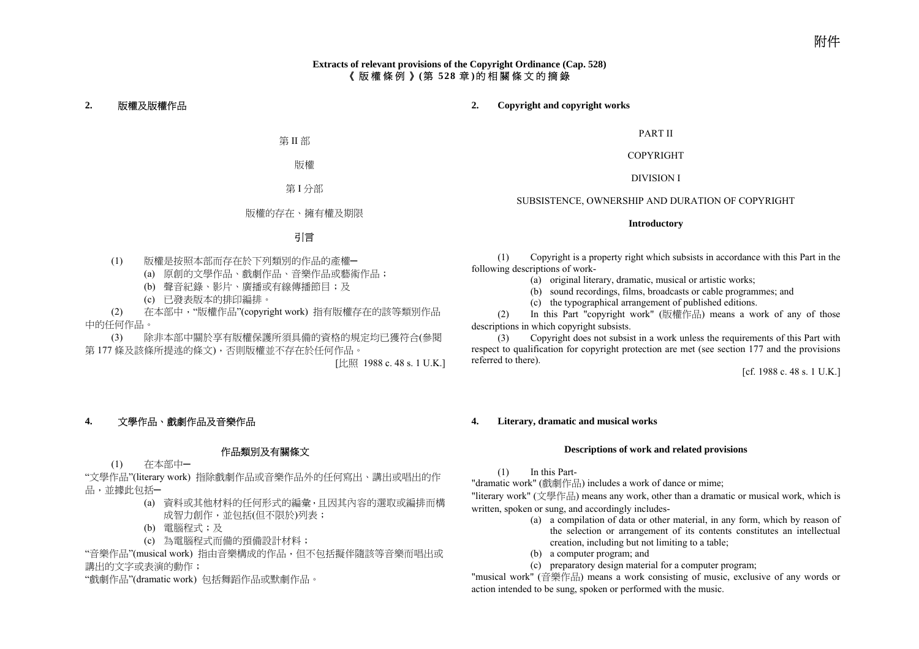附件

**Extracts of relevant provisions of the Copyright Ordinance (Cap. 528)**
**《版權條例》(第 528 章)的相關條文的摘錄**

## 2. 版權及版權作品

第 II 部

版權

第 I 分部

版權的存在、擁有權及期限

引言

(1) 版權是按照本部而存在於下列類別的作品的產權─

(a) 原創的文學作品、戲劇作品、音樂作品或藝術作品；

(b) 聲音紀錄、影片、廣播或有線傳播節目；及

(c) 已發表版本的排印編排。

(2) 在本部中，"版權作品"(copyright work) 指有版權存在的該等類別作品中的任何作品。

(3) 除非本部中關於享有版權保護所須具備的資格的規定均已獲符合(參閱第 177 條及該條所提述的條文)，否則版權並不存在於任何作品。

[比照 1988 c. 48 s. 1 U.K.]

## 4. 文學作品、戲劇作品及音樂作品

作品類別及有關條文

(1) 在本部中─

"文學作品"(literary work) 指除戲劇作品或音樂作品外的任何寫出、講出或唱出的作品，並據此包括─

(a) 資料或其他材料的任何形式的編彙，且因其內容的選取或編排而構成智力創作，並包括(但不限於)列表；

(b) 電腦程式；及

(c) 為電腦程式而備的預備設計材料；

"音樂作品"(musical work) 指由音樂構成的作品，但不包括擬伴隨該等音樂而唱出或講出的文字或表演的動作；

"戲劇作品"(dramatic work) 包括舞蹈作品或默劇作品。

## 2. Copyright and copyright works

PART II

COPYRIGHT

DIVISION I

SUBSISTENCE, OWNERSHIP AND DURATION OF COPYRIGHT

**Introductory**

(1) Copyright is a property right which subsists in accordance with this Part in the following descriptions of work-

(a) original literary, dramatic, musical or artistic works;

(b) sound recordings, films, broadcasts or cable programmes; and

(c) the typographical arrangement of published editions.

(2) In this Part "copyright work" (版權作品) means a work of any of those descriptions in which copyright subsists.

(3) Copyright does not subsist in a work unless the requirements of this Part with respect to qualification for copyright protection are met (see section 177 and the provisions referred to there).

[cf. 1988 c. 48 s. 1 U.K.]

## 4. Literary, dramatic and musical works

**Descriptions of work and related provisions**

(1) In this Part-

"dramatic work" (戲劇作品) includes a work of dance or mime;

"literary work" (文學作品) means any work, other than a dramatic or musical work, which is written, spoken or sung, and accordingly includes-

(a) a compilation of data or other material, in any form, which by reason of the selection or arrangement of its contents constitutes an intellectual creation, including but not limiting to a table;

(b) a computer program; and

(c) preparatory design material for a computer program;

"musical work" (音樂作品) means a work consisting of music, exclusive of any words or action intended to be sung, spoken or performed with the music.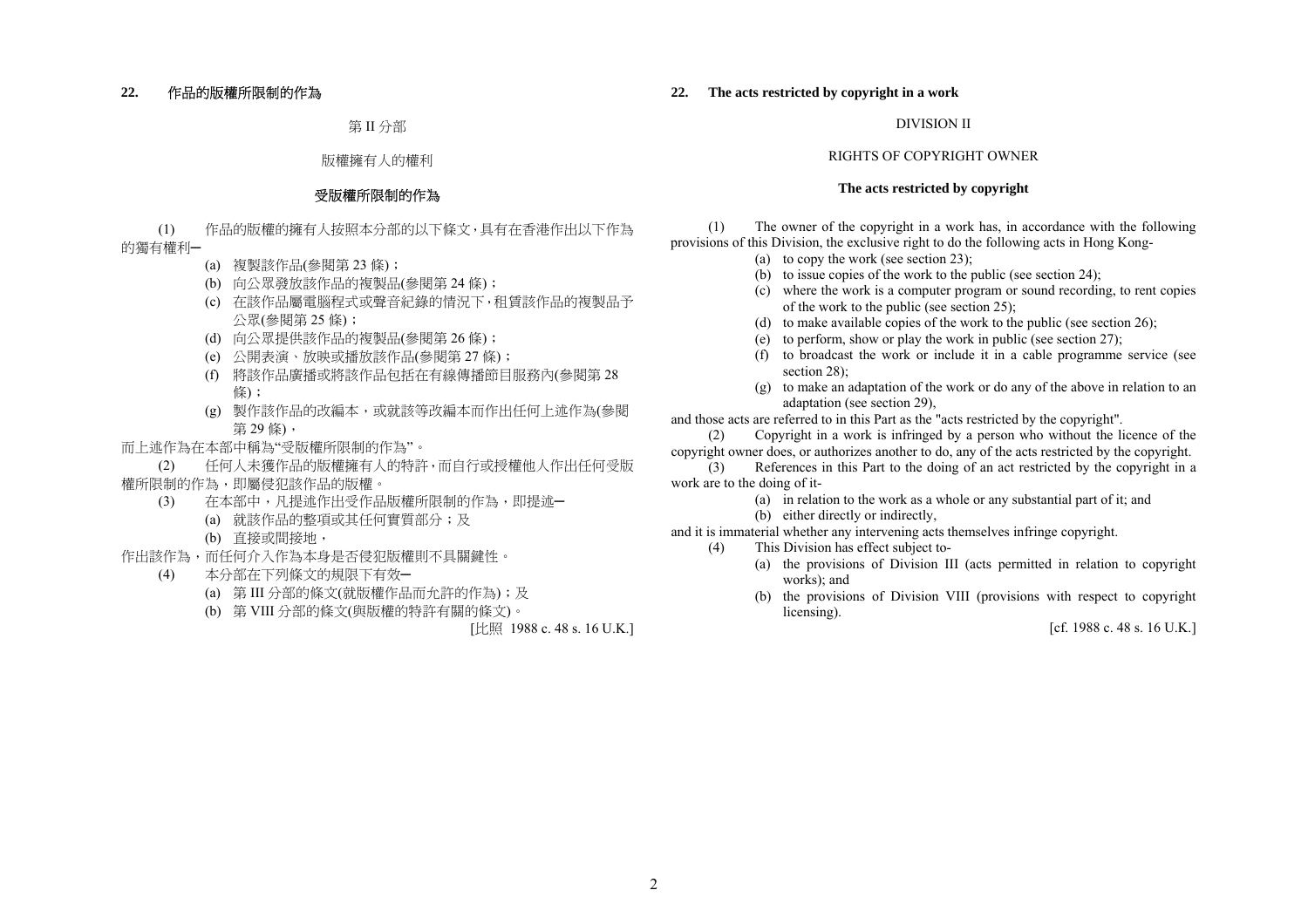**22. 作品的版權所限制的作為**

第 II 分部

版權擁有人的權利

**受版權所限制的作為**

(1) 作品的版權的擁有人按照本分部的以下條文，具有在香港作出以下作為的獨有權利─

(a) 複製該作品(參閱第 23 條)；
(b) 向公眾發放該作品的複製品(參閱第 24 條)；
(c) 在該作品屬電腦程式或聲音紀錄的情況下，租賃該作品的複製品予公眾(參閱第 25 條)；
(d) 向公眾提供該作品的複製品(參閱第 26 條)；
(e) 公開表演、放映或播放該作品(參閱第 27 條)；
(f) 將該作品廣播或將該作品包括在有線傳播節目服務內(參閱第 28 條)；
(g) 製作該作品的改編本，或就該等改編本而作出任何上述作為(參閱第 29 條)，

而上述作為在本部中稱為"受版權所限制的作為"。

(2) 任何人未獲作品的版權擁有人的特許，而自行或授權他人作出任何受版權所限制的作為，即屬侵犯該作品的版權。

(3) 在本部中，凡提述作出受作品版權所限制的作為，即提述─

(a) 就該作品的整項或其任何實質部分；及
(b) 直接或間接地，

作出該作為，而任何介入作為本身是否侵犯版權則不具關鍵性。

(4) 本分部在下列條文的規限下有效─

(a) 第 III 分部的條文(就版權作品而允許的作為)；及
(b) 第 VIII 分部的條文(與版權的特許有關的條文)。

[比照 1988 c. 48 s. 16 U.K.]

**22. The acts restricted by copyright in a work**

DIVISION II

RIGHTS OF COPYRIGHT OWNER

**The acts restricted by copyright**

(1) The owner of the copyright in a work has, in accordance with the following provisions of this Division, the exclusive right to do the following acts in Hong Kong-

(a) to copy the work (see section 23);
(b) to issue copies of the work to the public (see section 24);
(c) where the work is a computer program or sound recording, to rent copies of the work to the public (see section 25);
(d) to make available copies of the work to the public (see section 26);
(e) to perform, show or play the work in public (see section 27);
(f) to broadcast the work or include it in a cable programme service (see section 28);
(g) to make an adaptation of the work or do any of the above in relation to an adaptation (see section 29),

and those acts are referred to in this Part as the "acts restricted by the copyright".

(2) Copyright in a work is infringed by a person who without the licence of the copyright owner does, or authorizes another to do, any of the acts restricted by the copyright.

(3) References in this Part to the doing of an act restricted by the copyright in a work are to the doing of it-

(a) in relation to the work as a whole or any substantial part of it; and
(b) either directly or indirectly,

and it is immaterial whether any intervening acts themselves infringe copyright.

(4) This Division has effect subject to-

(a) the provisions of Division III (acts permitted in relation to copyright works); and
(b) the provisions of Division VIII (provisions with respect to copyright licensing).

[cf. 1988 c. 48 s. 16 U.K.]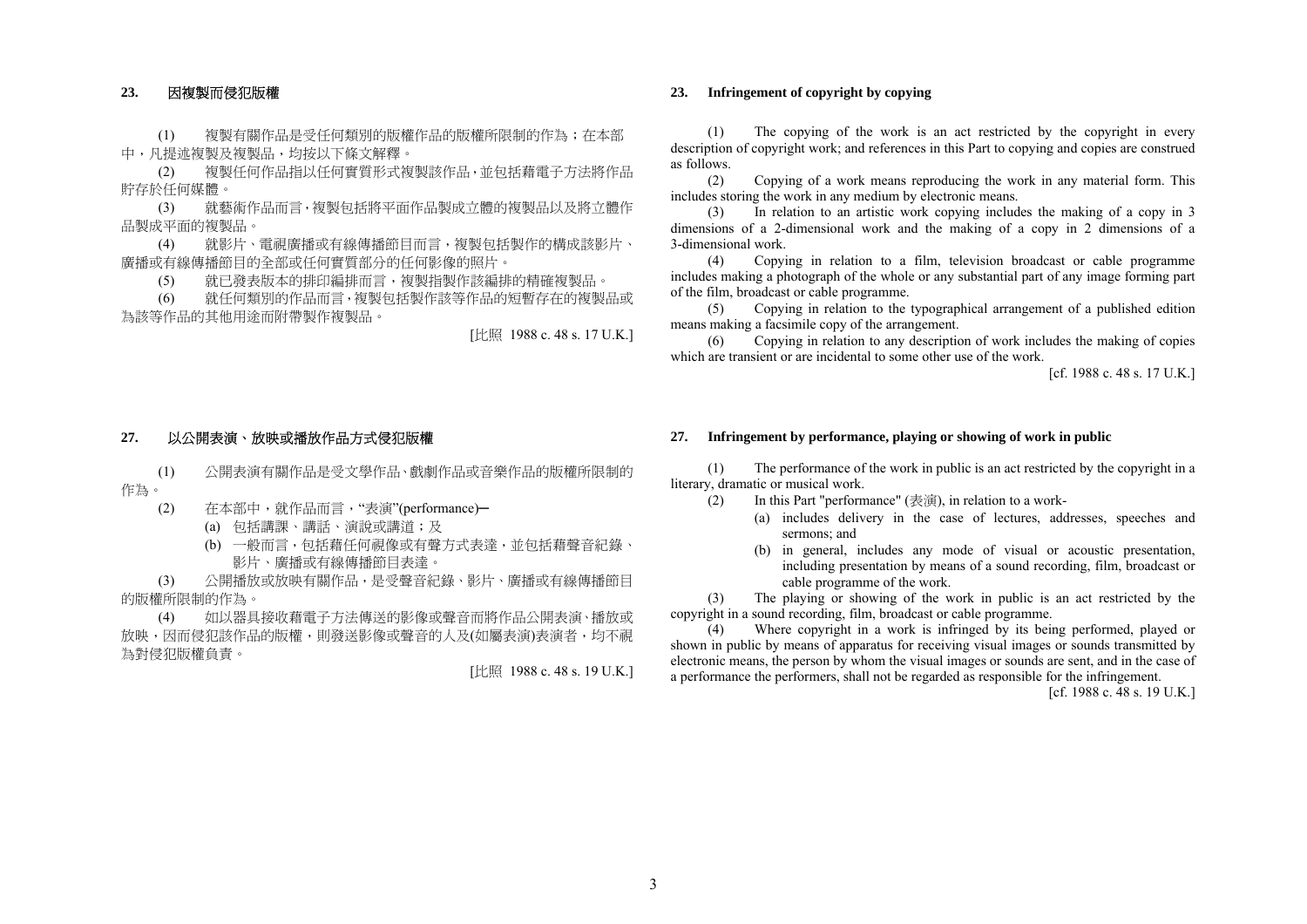## 23. 因複製而侵犯版權

(1) 複製有關作品是受任何類別的版權作品的版權所限制的作為；在本部中，凡提述複製及複製品，均按以下條文解釋。

(2) 複製任何作品指以任何實質形式複製該作品，並包括藉電子方法將作品貯存於任何媒體。

(3) 就藝術作品而言，複製包括將平面作品製成立體的複製品以及將立體作品製成平面的複製品。

(4) 就影片、電視廣播或有線傳播節目而言，複製包括製作的構成該影片、廣播或有線傳播節目的全部或任何實質部分的任何影像的照片。

(5) 就已發表版本的排印編排而言，複製指製作該編排的精確複製品。

(6) 就任何類別的作品而言，複製包括製作該等作品的短暫存在的複製品或為該等作品的其他用途而附帶製作複製品。

[比照 1988 c. 48 s. 17 U.K.]

## 23. Infringement of copyright by copying

(1) The copying of the work is an act restricted by the copyright in every description of copyright work; and references in this Part to copying and copies are construed as follows.

(2) Copying of a work means reproducing the work in any material form. This includes storing the work in any medium by electronic means.

(3) In relation to an artistic work copying includes the making of a copy in 3 dimensions of a 2-dimensional work and the making of a copy in 2 dimensions of a 3-dimensional work.

(4) Copying in relation to a film, television broadcast or cable programme includes making a photograph of the whole or any substantial part of any image forming part of the film, broadcast or cable programme.

(5) Copying in relation to the typographical arrangement of a published edition means making a facsimile copy of the arrangement.

(6) Copying in relation to any description of work includes the making of copies which are transient or are incidental to some other use of the work.

[cf. 1988 c. 48 s. 17 U.K.]

## 27. 以公開表演、放映或播放作品方式侵犯版權

(1) 公開表演有關作品是受文學作品、戲劇作品或音樂作品的版權所限制的作為。

(2) 在本部中，就作品而言，“表演”(performance)─

(a) 包括講課、講話、演說或講道；及

(b) 一般而言，包括藉任何視像或有聲方式表達，並包括藉聲音紀錄、影片、廣播或有線傳播節目表達。

(3) 公開播放或放映有關作品，是受聲音紀錄、影片、廣播或有線傳播節目的版權所限制的作為。

(4) 如以器具接收藉電子方法傳送的影像或聲音而將作品公開表演、播放或放映，因而侵犯該作品的版權，則發送影像或聲音的人及(如屬表演)表演者，均不視為對侵犯版權負責。

[比照 1988 c. 48 s. 19 U.K.]

## 27. Infringement by performance, playing or showing of work in public

(1) The performance of the work in public is an act restricted by the copyright in a literary, dramatic or musical work.

(2) In this Part "performance" (表演), in relation to a work-

(a) includes delivery in the case of lectures, addresses, speeches and sermons; and

(b) in general, includes any mode of visual or acoustic presentation, including presentation by means of a sound recording, film, broadcast or cable programme of the work.

(3) The playing or showing of the work in public is an act restricted by the copyright in a sound recording, film, broadcast or cable programme.

(4) Where copyright in a work is infringed by its being performed, played or shown in public by means of apparatus for receiving visual images or sounds transmitted by electronic means, the person by whom the visual images or sounds are sent, and in the case of a performance the performers, shall not be regarded as responsible for the infringement.

[cf. 1988 c. 48 s. 19 U.K.]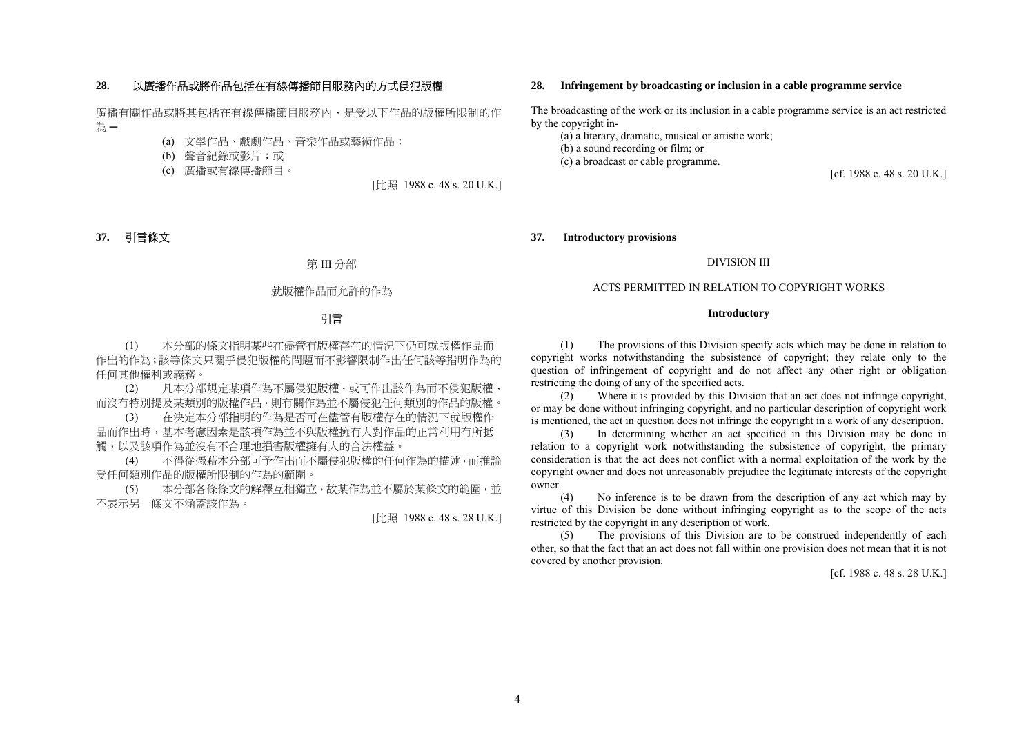**28.** 以廣播作品或將作品包括在有線傳播節目服務內的方式侵犯版權

廣播有關作品或將其包括在有線傳播節目服務內，是受以下作品的版權所限制的作為－

(a) 文學作品、戲劇作品、音樂作品或藝術作品；

(b) 聲音紀錄或影片；或

(c) 廣播或有線傳播節目。

[比照 1988 c. 48 s. 20 U.K.]

**28. Infringement by broadcasting or inclusion in a cable programme service**

The broadcasting of the work or its inclusion in a cable programme service is an act restricted by the copyright in-

(a) a literary, dramatic, musical or artistic work;

(b) a sound recording or film; or

(c) a broadcast or cable programme.

[cf. 1988 c. 48 s. 20 U.K.]

**37.** 引言條文

第 III 分部

就版權作品而允許的作為

引言

(1) 本分部的條文指明某些在儘管有版權存在的情況下仍可就版權作品而作出的作為；該等條文只關乎侵犯版權的問題而不影響限制作出任何該等指明作為的任何其他權利或義務。

(2) 凡本分部規定某項作為不屬侵犯版權，或可作出該作為而不侵犯版權，而沒有特別提及某類別的版權作品，則有關作為並不屬侵犯任何類別的作品的版權。

(3) 在決定本分部指明的作為是否可在儘管有版權存在的情況下就版權作品而作出時，基本考慮因素是該項作為並不與版權擁有人對作品的正常利用有所抵觸，以及該項作為並沒有不合理地損害版權擁有人的合法權益。

(4) 不得從憑藉本分部可予作出而不屬侵犯版權的任何作為的描述，而推論受任何類別作品的版權所限制的作為的範圍。

(5) 本分部各條條文的解釋互相獨立，故某作為並不屬於某條文的範圍，並不表示另一條文不涵蓋該作為。

[比照 1988 c. 48 s. 28 U.K.]

**37. Introductory provisions**

DIVISION III

ACTS PERMITTED IN RELATION TO COPYRIGHT WORKS

**Introductory**

(1) The provisions of this Division specify acts which may be done in relation to copyright works notwithstanding the subsistence of copyright; they relate only to the question of infringement of copyright and do not affect any other right or obligation restricting the doing of any of the specified acts.

(2) Where it is provided by this Division that an act does not infringe copyright, or may be done without infringing copyright, and no particular description of copyright work is mentioned, the act in question does not infringe the copyright in a work of any description.

(3) In determining whether an act specified in this Division may be done in relation to a copyright work notwithstanding the subsistence of copyright, the primary consideration is that the act does not conflict with a normal exploitation of the work by the copyright owner and does not unreasonably prejudice the legitimate interests of the copyright owner.

(4) No inference is to be drawn from the description of any act which may by virtue of this Division be done without infringing copyright as to the scope of the acts restricted by the copyright in any description of work.

(5) The provisions of this Division are to be construed independently of each other, so that the fact that an act does not fall within one provision does not mean that it is not covered by another provision.

[cf. 1988 c. 48 s. 28 U.K.]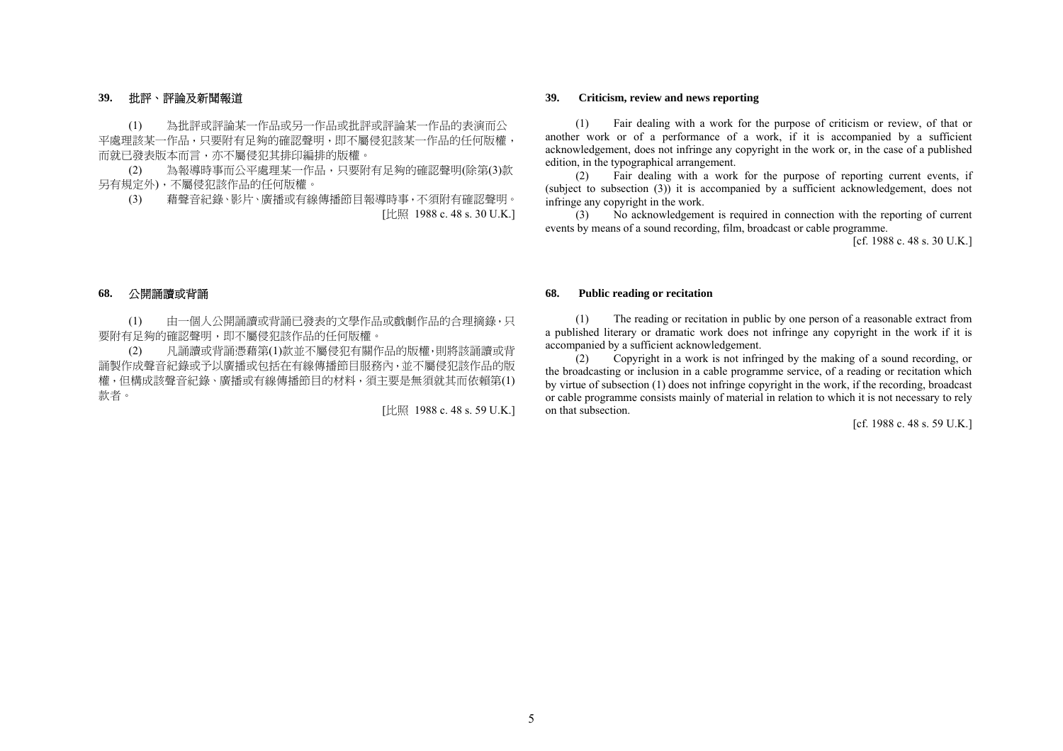**39.　批評、評論及新聞報道**

(1)　為批評或評論某一作品或另一作品或批評或評論某一作品的表演而公平處理該某一作品，只要附有足夠的確認聲明，即不屬侵犯該某一作品的任何版權，而就已發表版本而言，亦不屬侵犯其排印編排的版權。

(2)　為報導時事而公平處理某一作品，只要附有足夠的確認聲明(除第(3)款另有規定外)，不屬侵犯該作品的任何版權。

(3)　藉聲音紀錄、影片、廣播或有線傳播節目報導時事，不須附有確認聲明。

[比照 1988 c. 48 s. 30 U.K.]

**39.　Criticism, review and news reporting**

(1)　Fair dealing with a work for the purpose of criticism or review, of that or another work or of a performance of a work, if it is accompanied by a sufficient acknowledgement, does not infringe any copyright in the work or, in the case of a published edition, in the typographical arrangement.

(2)　Fair dealing with a work for the purpose of reporting current events, if (subject to subsection (3)) it is accompanied by a sufficient acknowledgement, does not infringe any copyright in the work.

(3)　No acknowledgement is required in connection with the reporting of current events by means of a sound recording, film, broadcast or cable programme.

[cf. 1988 c. 48 s. 30 U.K.]

**68.　公開誦讀或背誦**

(1)　由一個人公開誦讀或背誦已發表的文學作品或戲劇作品的合理摘錄，只要附有足夠的確認聲明，即不屬侵犯該作品的任何版權。

(2)　凡誦讀或背誦憑藉第(1)款並不屬侵犯有關作品的版權，則將該誦讀或背誦製作成聲音紀錄或予以廣播或包括在有線傳播節目服務內，並不屬侵犯該作品的版權，但構成該聲音紀錄、廣播或有線傳播節目的材料，須主要是無須就其而依賴第(1)款者。

[比照 1988 c. 48 s. 59 U.K.]

**68.　Public reading or recitation**

(1)　The reading or recitation in public by one person of a reasonable extract from a published literary or dramatic work does not infringe any copyright in the work if it is accompanied by a sufficient acknowledgement.

(2)　Copyright in a work is not infringed by the making of a sound recording, or the broadcasting or inclusion in a cable programme service, of a reading or recitation which by virtue of subsection (1) does not infringe copyright in the work, if the recording, broadcast or cable programme consists mainly of material in relation to which it is not necessary to rely on that subsection.

[cf. 1988 c. 48 s. 59 U.K.]